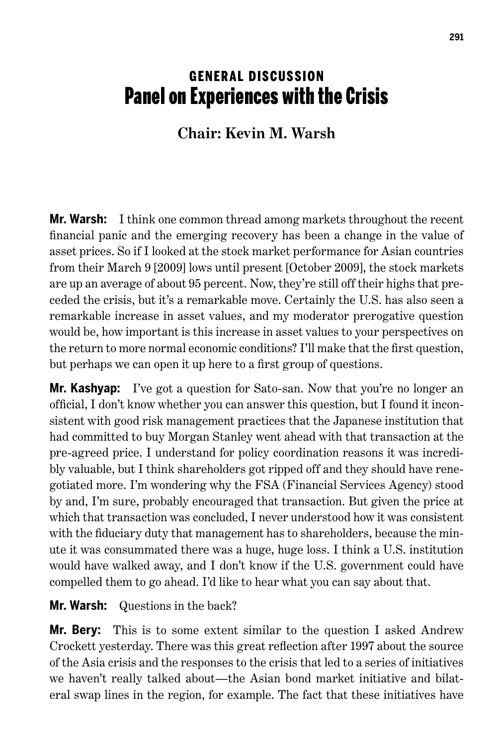# GENERAL DISCUSSION
# Panel on Experiences with the Crisis

## Chair: Kevin M. Warsh

**Mr. Warsh:** I think one common thread among markets throughout the recent financial panic and the emerging recovery has been a change in the value of asset prices. So if I looked at the stock market performance for Asian countries from their March 9 [2009] lows until present [October 2009], the stock markets are up an average of about 95 percent. Now, they're still off their highs that preceded the crisis, but it's a remarkable move. Certainly the U.S. has also seen a remarkable increase in asset values, and my moderator prerogative question would be, how important is this increase in asset values to your perspectives on the return to more normal economic conditions? I'll make that the first question, but perhaps we can open it up here to a first group of questions.

**Mr. Kashyap:** I've got a question for Sato-san. Now that you're no longer an official, I don't know whether you can answer this question, but I found it inconsistent with good risk management practices that the Japanese institution that had committed to buy Morgan Stanley went ahead with that transaction at the pre-agreed price. I understand for policy coordination reasons it was incredibly valuable, but I think shareholders got ripped off and they should have renegotiated more. I'm wondering why the FSA (Financial Services Agency) stood by and, I'm sure, probably encouraged that transaction. But given the price at which that transaction was concluded, I never understood how it was consistent with the fiduciary duty that management has to shareholders, because the minute it was consummated there was a huge, huge loss. I think a U.S. institution would have walked away, and I don't know if the U.S. government could have compelled them to go ahead. I'd like to hear what you can say about that.

**Mr. Warsh:** Questions in the back?

**Mr. Bery:** This is to some extent similar to the question I asked Andrew Crockett yesterday. There was this great reflection after 1997 about the source of the Asia crisis and the responses to the crisis that led to a series of initiatives we haven't really talked about—the Asian bond market initiative and bilateral swap lines in the region, for example. The fact that these initiatives have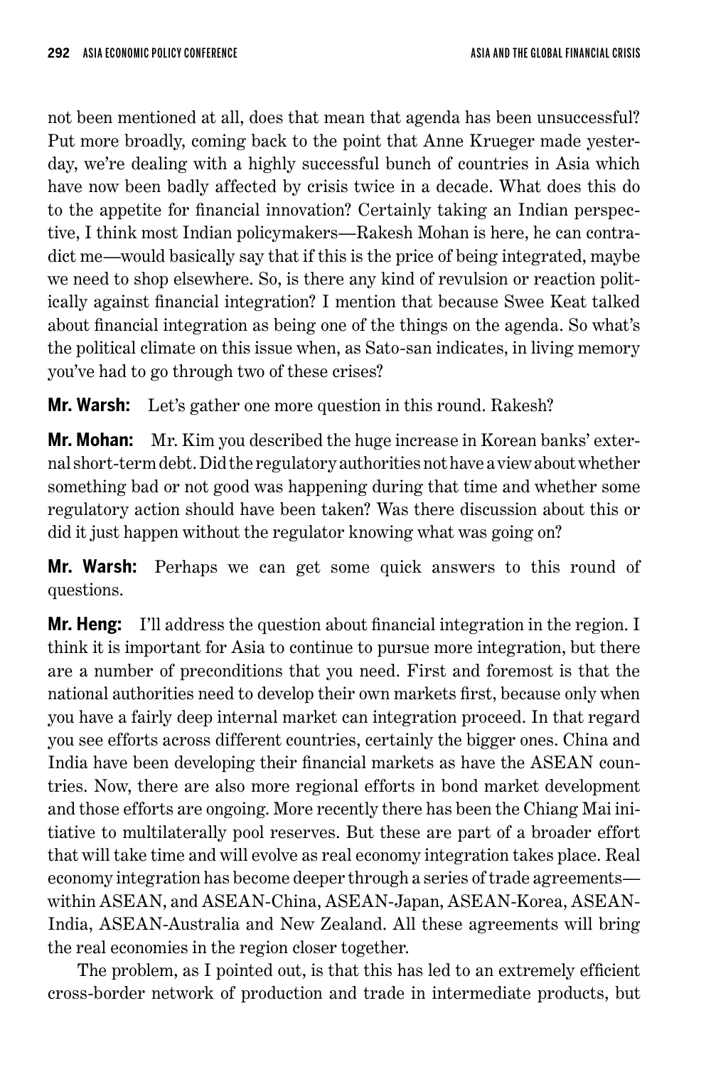not been mentioned at all, does that mean that agenda has been unsuccessful? Put more broadly, coming back to the point that Anne Krueger made yesterday, we're dealing with a highly successful bunch of countries in Asia which have now been badly affected by crisis twice in a decade. What does this do to the appetite for financial innovation? Certainly taking an Indian perspective, I think most Indian policymakers—Rakesh Mohan is here, he can contradict me—would basically say that if this is the price of being integrated, maybe we need to shop elsewhere. So, is there any kind of revulsion or reaction politically against financial integration? I mention that because Swee Keat talked about financial integration as being one of the things on the agenda. So what's the political climate on this issue when, as Sato-san indicates, in living memory you've had to go through two of these crises?

**Mr. Warsh:** Let's gather one more question in this round. Rakesh?

**Mr. Mohan:** Mr. Kim you described the huge increase in Korean banks' external short-term debt. Did the regulatory authorities not have a view about whether something bad or not good was happening during that time and whether some regulatory action should have been taken? Was there discussion about this or did it just happen without the regulator knowing what was going on?

**Mr. Warsh:** Perhaps we can get some quick answers to this round of questions.

**Mr. Heng:** I'll address the question about financial integration in the region. I think it is important for Asia to continue to pursue more integration, but there are a number of preconditions that you need. First and foremost is that the national authorities need to develop their own markets first, because only when you have a fairly deep internal market can integration proceed. In that regard you see efforts across different countries, certainly the bigger ones. China and India have been developing their financial markets as have the ASEAN countries. Now, there are also more regional efforts in bond market development and those efforts are ongoing. More recently there has been the Chiang Mai initiative to multilaterally pool reserves. But these are part of a broader effort that will take time and will evolve as real economy integration takes place. Real economy integration has become deeper through a series of trade agreements—within ASEAN, and ASEAN-China, ASEAN-Japan, ASEAN-Korea, ASEAN-India, ASEAN-Australia and New Zealand. All these agreements will bring the real economies in the region closer together.

The problem, as I pointed out, is that this has led to an extremely efficient cross-border network of production and trade in intermediate products, but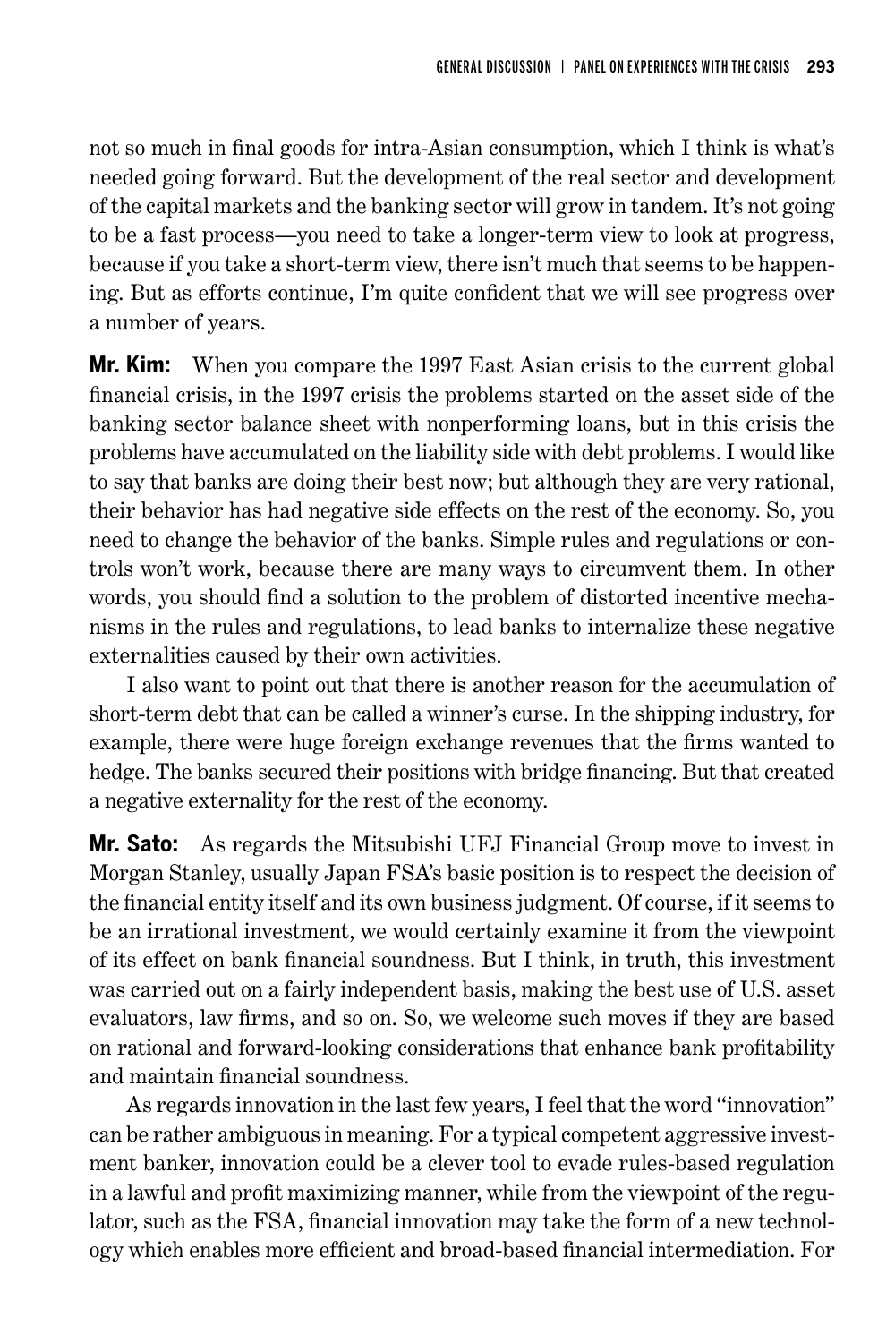not so much in final goods for intra-Asian consumption, which I think is what's needed going forward. But the development of the real sector and development of the capital markets and the banking sector will grow in tandem. It's not going to be a fast process—you need to take a longer-term view to look at progress, because if you take a short-term view, there isn't much that seems to be happening. But as efforts continue, I'm quite confident that we will see progress over a number of years.

**Mr. Kim:** When you compare the 1997 East Asian crisis to the current global financial crisis, in the 1997 crisis the problems started on the asset side of the banking sector balance sheet with nonperforming loans, but in this crisis the problems have accumulated on the liability side with debt problems. I would like to say that banks are doing their best now; but although they are very rational, their behavior has had negative side effects on the rest of the economy. So, you need to change the behavior of the banks. Simple rules and regulations or controls won't work, because there are many ways to circumvent them. In other words, you should find a solution to the problem of distorted incentive mechanisms in the rules and regulations, to lead banks to internalize these negative externalities caused by their own activities.

I also want to point out that there is another reason for the accumulation of short-term debt that can be called a winner's curse. In the shipping industry, for example, there were huge foreign exchange revenues that the firms wanted to hedge. The banks secured their positions with bridge financing. But that created a negative externality for the rest of the economy.

**Mr. Sato:** As regards the Mitsubishi UFJ Financial Group move to invest in Morgan Stanley, usually Japan FSA's basic position is to respect the decision of the financial entity itself and its own business judgment. Of course, if it seems to be an irrational investment, we would certainly examine it from the viewpoint of its effect on bank financial soundness. But I think, in truth, this investment was carried out on a fairly independent basis, making the best use of U.S. asset evaluators, law firms, and so on. So, we welcome such moves if they are based on rational and forward-looking considerations that enhance bank profitability and maintain financial soundness.

As regards innovation in the last few years, I feel that the word "innovation" can be rather ambiguous in meaning. For a typical competent aggressive investment banker, innovation could be a clever tool to evade rules-based regulation in a lawful and profit maximizing manner, while from the viewpoint of the regulator, such as the FSA, financial innovation may take the form of a new technology which enables more efficient and broad-based financial intermediation. For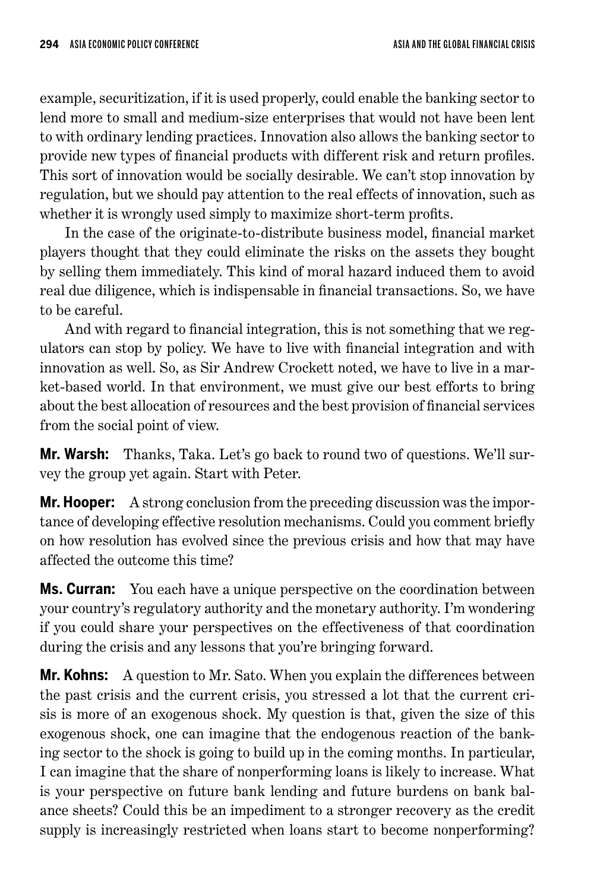example, securitization, if it is used properly, could enable the banking sector to lend more to small and medium-size enterprises that would not have been lent to with ordinary lending practices. Innovation also allows the banking sector to provide new types of financial products with different risk and return profiles. This sort of innovation would be socially desirable. We can't stop innovation by regulation, but we should pay attention to the real effects of innovation, such as whether it is wrongly used simply to maximize short-term profits.

In the case of the originate-to-distribute business model, financial market players thought that they could eliminate the risks on the assets they bought by selling them immediately. This kind of moral hazard induced them to avoid real due diligence, which is indispensable in financial transactions. So, we have to be careful.

And with regard to financial integration, this is not something that we regulators can stop by policy. We have to live with financial integration and with innovation as well. So, as Sir Andrew Crockett noted, we have to live in a market-based world. In that environment, we must give our best efforts to bring about the best allocation of resources and the best provision of financial services from the social point of view.

**Mr. Warsh:** Thanks, Taka. Let's go back to round two of questions. We'll survey the group yet again. Start with Peter.

**Mr. Hooper:** A strong conclusion from the preceding discussion was the importance of developing effective resolution mechanisms. Could you comment briefly on how resolution has evolved since the previous crisis and how that may have affected the outcome this time?

**Ms. Curran:** You each have a unique perspective on the coordination between your country's regulatory authority and the monetary authority. I'm wondering if you could share your perspectives on the effectiveness of that coordination during the crisis and any lessons that you're bringing forward.

**Mr. Kohns:** A question to Mr. Sato. When you explain the differences between the past crisis and the current crisis, you stressed a lot that the current crisis is more of an exogenous shock. My question is that, given the size of this exogenous shock, one can imagine that the endogenous reaction of the banking sector to the shock is going to build up in the coming months. In particular, I can imagine that the share of nonperforming loans is likely to increase. What is your perspective on future bank lending and future burdens on bank balance sheets? Could this be an impediment to a stronger recovery as the credit supply is increasingly restricted when loans start to become nonperforming?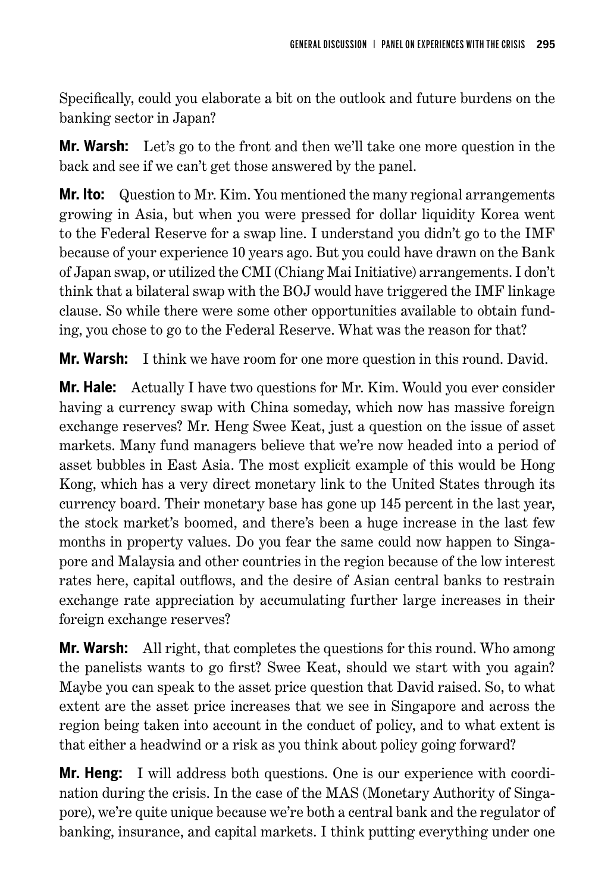Specifically, could you elaborate a bit on the outlook and future burdens on the banking sector in Japan?

**Mr. Warsh:** Let's go to the front and then we'll take one more question in the back and see if we can't get those answered by the panel.

**Mr. Ito:** Question to Mr. Kim. You mentioned the many regional arrangements growing in Asia, but when you were pressed for dollar liquidity Korea went to the Federal Reserve for a swap line. I understand you didn't go to the IMF because of your experience 10 years ago. But you could have drawn on the Bank of Japan swap, or utilized the CMI (Chiang Mai Initiative) arrangements. I don't think that a bilateral swap with the BOJ would have triggered the IMF linkage clause. So while there were some other opportunities available to obtain funding, you chose to go to the Federal Reserve. What was the reason for that?

**Mr. Warsh:** I think we have room for one more question in this round. David.

**Mr. Hale:** Actually I have two questions for Mr. Kim. Would you ever consider having a currency swap with China someday, which now has massive foreign exchange reserves? Mr. Heng Swee Keat, just a question on the issue of asset markets. Many fund managers believe that we're now headed into a period of asset bubbles in East Asia. The most explicit example of this would be Hong Kong, which has a very direct monetary link to the United States through its currency board. Their monetary base has gone up 145 percent in the last year, the stock market's boomed, and there's been a huge increase in the last few months in property values. Do you fear the same could now happen to Singapore and Malaysia and other countries in the region because of the low interest rates here, capital outflows, and the desire of Asian central banks to restrain exchange rate appreciation by accumulating further large increases in their foreign exchange reserves?

**Mr. Warsh:** All right, that completes the questions for this round. Who among the panelists wants to go first? Swee Keat, should we start with you again? Maybe you can speak to the asset price question that David raised. So, to what extent are the asset price increases that we see in Singapore and across the region being taken into account in the conduct of policy, and to what extent is that either a headwind or a risk as you think about policy going forward?

**Mr. Heng:** I will address both questions. One is our experience with coordination during the crisis. In the case of the MAS (Monetary Authority of Singapore), we're quite unique because we're both a central bank and the regulator of banking, insurance, and capital markets. I think putting everything under one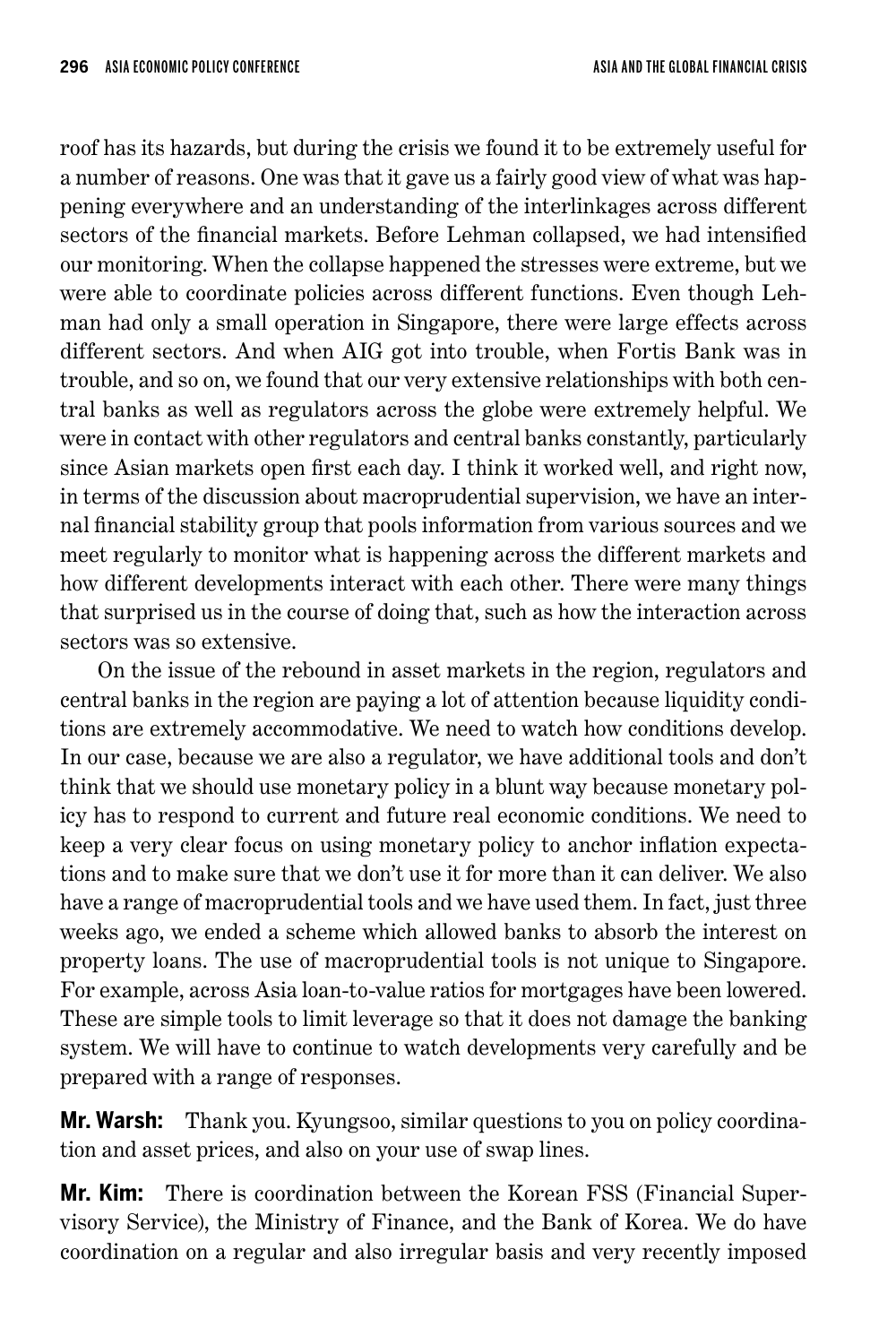roof has its hazards, but during the crisis we found it to be extremely useful for a number of reasons. One was that it gave us a fairly good view of what was happening everywhere and an understanding of the interlinkages across different sectors of the financial markets. Before Lehman collapsed, we had intensified our monitoring. When the collapse happened the stresses were extreme, but we were able to coordinate policies across different functions. Even though Lehman had only a small operation in Singapore, there were large effects across different sectors. And when AIG got into trouble, when Fortis Bank was in trouble, and so on, we found that our very extensive relationships with both central banks as well as regulators across the globe were extremely helpful. We were in contact with other regulators and central banks constantly, particularly since Asian markets open first each day. I think it worked well, and right now, in terms of the discussion about macroprudential supervision, we have an internal financial stability group that pools information from various sources and we meet regularly to monitor what is happening across the different markets and how different developments interact with each other. There were many things that surprised us in the course of doing that, such as how the interaction across sectors was so extensive.

On the issue of the rebound in asset markets in the region, regulators and central banks in the region are paying a lot of attention because liquidity conditions are extremely accommodative. We need to watch how conditions develop. In our case, because we are also a regulator, we have additional tools and don't think that we should use monetary policy in a blunt way because monetary policy has to respond to current and future real economic conditions. We need to keep a very clear focus on using monetary policy to anchor inflation expectations and to make sure that we don't use it for more than it can deliver. We also have a range of macroprudential tools and we have used them. In fact, just three weeks ago, we ended a scheme which allowed banks to absorb the interest on property loans. The use of macroprudential tools is not unique to Singapore. For example, across Asia loan-to-value ratios for mortgages have been lowered. These are simple tools to limit leverage so that it does not damage the banking system. We will have to continue to watch developments very carefully and be prepared with a range of responses.

**Mr. Warsh:** Thank you. Kyungsoo, similar questions to you on policy coordination and asset prices, and also on your use of swap lines.

**Mr. Kim:** There is coordination between the Korean FSS (Financial Supervisory Service), the Ministry of Finance, and the Bank of Korea. We do have coordination on a regular and also irregular basis and very recently imposed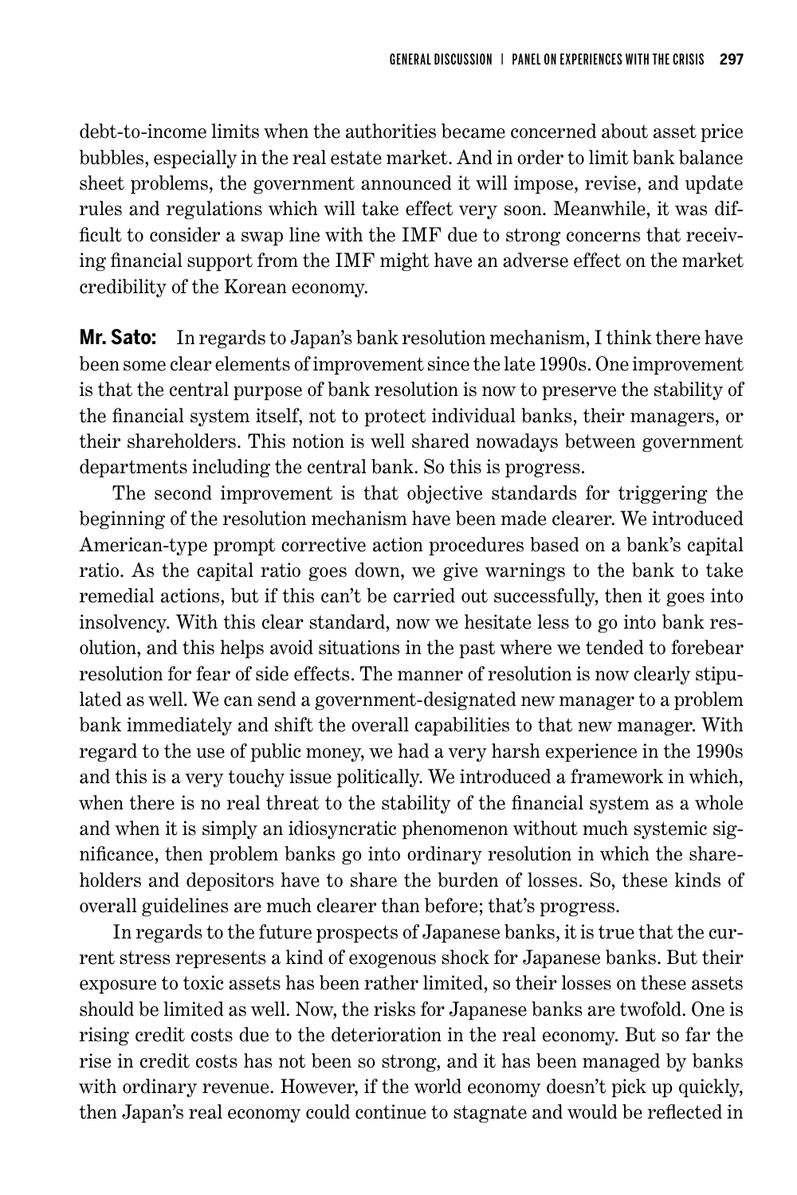debt-to-income limits when the authorities became concerned about asset price bubbles, especially in the real estate market. And in order to limit bank balance sheet problems, the government announced it will impose, revise, and update rules and regulations which will take effect very soon. Meanwhile, it was difficult to consider a swap line with the IMF due to strong concerns that receiving financial support from the IMF might have an adverse effect on the market credibility of the Korean economy.

**Mr. Sato:** In regards to Japan's bank resolution mechanism, I think there have been some clear elements of improvement since the late 1990s. One improvement is that the central purpose of bank resolution is now to preserve the stability of the financial system itself, not to protect individual banks, their managers, or their shareholders. This notion is well shared nowadays between government departments including the central bank. So this is progress.

The second improvement is that objective standards for triggering the beginning of the resolution mechanism have been made clearer. We introduced American-type prompt corrective action procedures based on a bank's capital ratio. As the capital ratio goes down, we give warnings to the bank to take remedial actions, but if this can't be carried out successfully, then it goes into insolvency. With this clear standard, now we hesitate less to go into bank resolution, and this helps avoid situations in the past where we tended to forebear resolution for fear of side effects. The manner of resolution is now clearly stipulated as well. We can send a government-designated new manager to a problem bank immediately and shift the overall capabilities to that new manager. With regard to the use of public money, we had a very harsh experience in the 1990s and this is a very touchy issue politically. We introduced a framework in which, when there is no real threat to the stability of the financial system as a whole and when it is simply an idiosyncratic phenomenon without much systemic significance, then problem banks go into ordinary resolution in which the shareholders and depositors have to share the burden of losses. So, these kinds of overall guidelines are much clearer than before; that's progress.

In regards to the future prospects of Japanese banks, it is true that the current stress represents a kind of exogenous shock for Japanese banks. But their exposure to toxic assets has been rather limited, so their losses on these assets should be limited as well. Now, the risks for Japanese banks are twofold. One is rising credit costs due to the deterioration in the real economy. But so far the rise in credit costs has not been so strong, and it has been managed by banks with ordinary revenue. However, if the world economy doesn't pick up quickly, then Japan's real economy could continue to stagnate and would be reflected in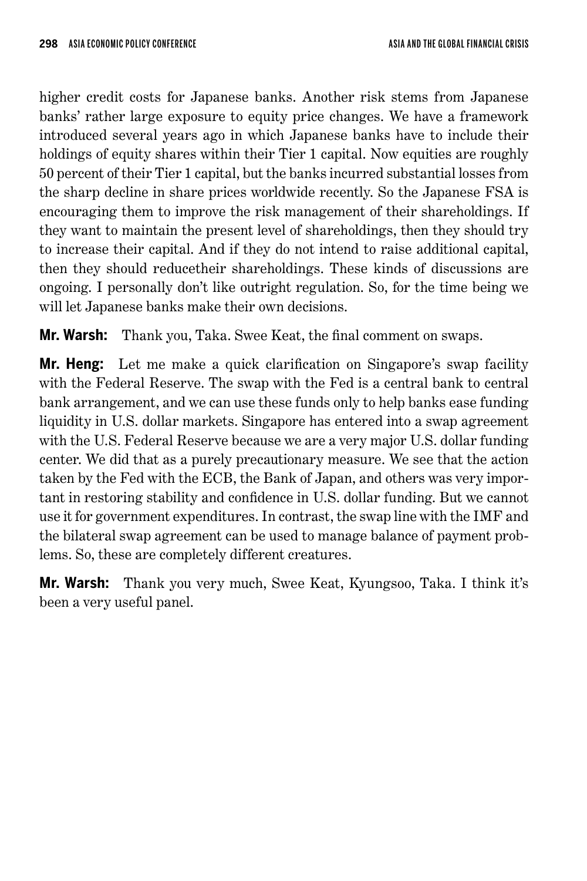higher credit costs for Japanese banks. Another risk stems from Japanese banks' rather large exposure to equity price changes. We have a framework introduced several years ago in which Japanese banks have to include their holdings of equity shares within their Tier 1 capital. Now equities are roughly 50 percent of their Tier 1 capital, but the banks incurred substantial losses from the sharp decline in share prices worldwide recently. So the Japanese FSA is encouraging them to improve the risk management of their shareholdings. If they want to maintain the present level of shareholdings, then they should try to increase their capital. And if they do not intend to raise additional capital, then they should reducetheir shareholdings. These kinds of discussions are ongoing. I personally don't like outright regulation. So, for the time being we will let Japanese banks make their own decisions.

**Mr. Warsh:** Thank you, Taka. Swee Keat, the final comment on swaps.

**Mr. Heng:** Let me make a quick clarification on Singapore's swap facility with the Federal Reserve. The swap with the Fed is a central bank to central bank arrangement, and we can use these funds only to help banks ease funding liquidity in U.S. dollar markets. Singapore has entered into a swap agreement with the U.S. Federal Reserve because we are a very major U.S. dollar funding center. We did that as a purely precautionary measure. We see that the action taken by the Fed with the ECB, the Bank of Japan, and others was very important in restoring stability and confidence in U.S. dollar funding. But we cannot use it for government expenditures. In contrast, the swap line with the IMF and the bilateral swap agreement can be used to manage balance of payment problems. So, these are completely different creatures.

**Mr. Warsh:** Thank you very much, Swee Keat, Kyungsoo, Taka. I think it's been a very useful panel.